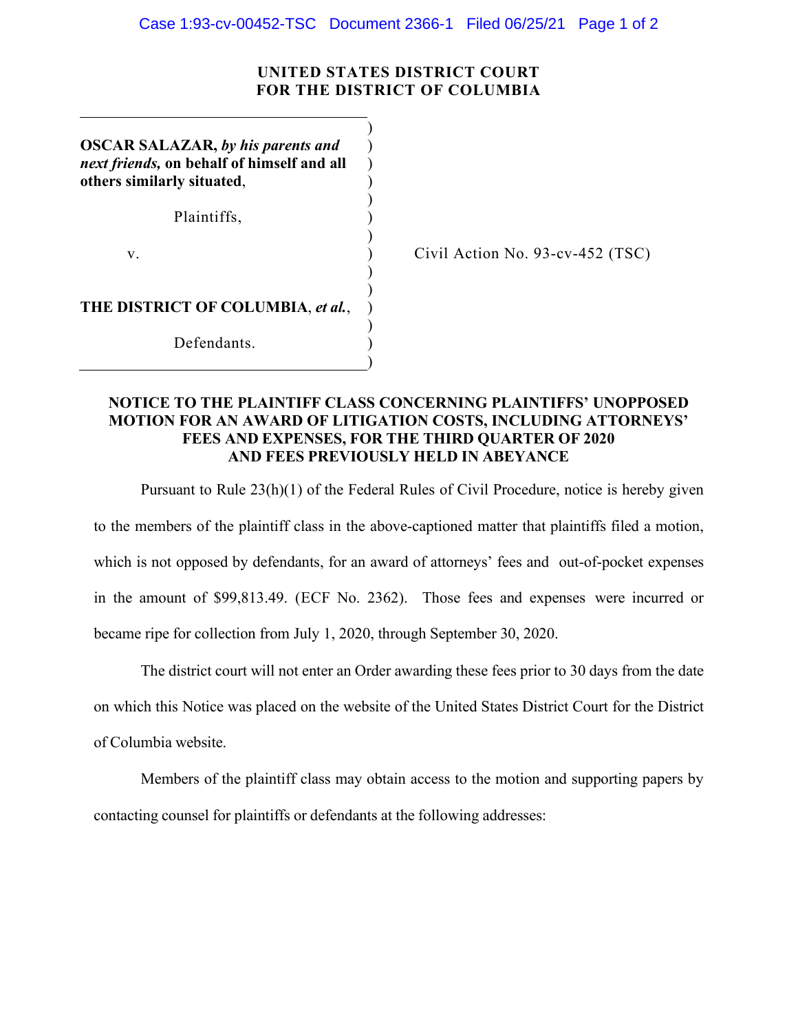**UNITED STATES DISTRICT COURT**
**FOR THE DISTRICT OF COLUMBIA**

**OSCAR SALAZAR,** ***by his parents and next friends,*** **on behalf of himself and all others similarly situated**,

Plaintiffs,

v.

**THE DISTRICT OF COLUMBIA**, ***et al.***,

Defendants.

Civil Action No. 93-cv-452 (TSC)

**NOTICE TO THE PLAINTIFF CLASS CONCERNING PLAINTIFFS' UNOPPOSED MOTION FOR AN AWARD OF LITIGATION COSTS, INCLUDING ATTORNEYS' FEES AND EXPENSES, FOR THE THIRD QUARTER OF 2020 AND FEES PREVIOUSLY HELD IN ABEYANCE**

Pursuant to Rule 23(h)(1) of the Federal Rules of Civil Procedure, notice is hereby given to the members of the plaintiff class in the above-captioned matter that plaintiffs filed a motion, which is not opposed by defendants, for an award of attorneys' fees and out-of-pocket expenses in the amount of $99,813.49. (ECF No. 2362). Those fees and expenses were incurred or became ripe for collection from July 1, 2020, through September 30, 2020.

The district court will not enter an Order awarding these fees prior to 30 days from the date on which this Notice was placed on the website of the United States District Court for the District of Columbia website.

Members of the plaintiff class may obtain access to the motion and supporting papers by contacting counsel for plaintiffs or defendants at the following addresses: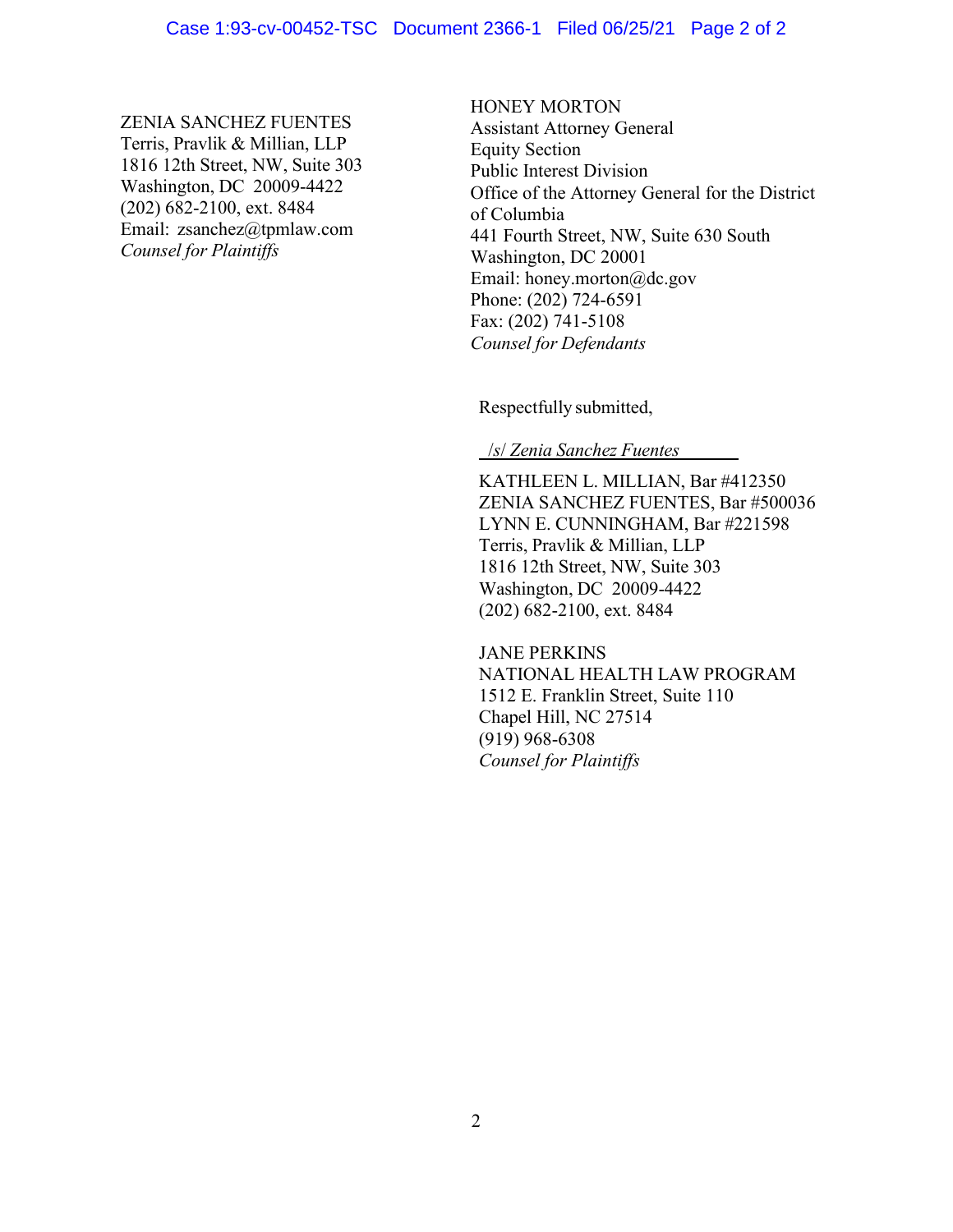ZENIA SANCHEZ FUENTES
Terris, Pravlik & Millian, LLP
1816 12th Street, NW, Suite 303
Washington, DC 20009-4422
(202) 682-2100, ext. 8484
Email: zsanchez@tpmlaw.com
*Counsel for Plaintiffs*

HONEY MORTON
Assistant Attorney General
Equity Section
Public Interest Division
Office of the Attorney General for the District of Columbia
441 Fourth Street, NW, Suite 630 South
Washington, DC 20001
Email: honey.morton@dc.gov
Phone: (202) 724-6591
Fax: (202) 741-5108
*Counsel for Defendants*

Respectfully submitted,

/s/ *Zenia Sanchez Fuentes*

KATHLEEN L. MILLIAN, Bar #412350
ZENIA SANCHEZ FUENTES, Bar #500036
LYNN E. CUNNINGHAM, Bar #221598
Terris, Pravlik & Millian, LLP
1816 12th Street, NW, Suite 303
Washington, DC 20009-4422
(202) 682-2100, ext. 8484

JANE PERKINS
NATIONAL HEALTH LAW PROGRAM
1512 E. Franklin Street, Suite 110
Chapel Hill, NC 27514
(919) 968-6308
*Counsel for Plaintiffs*